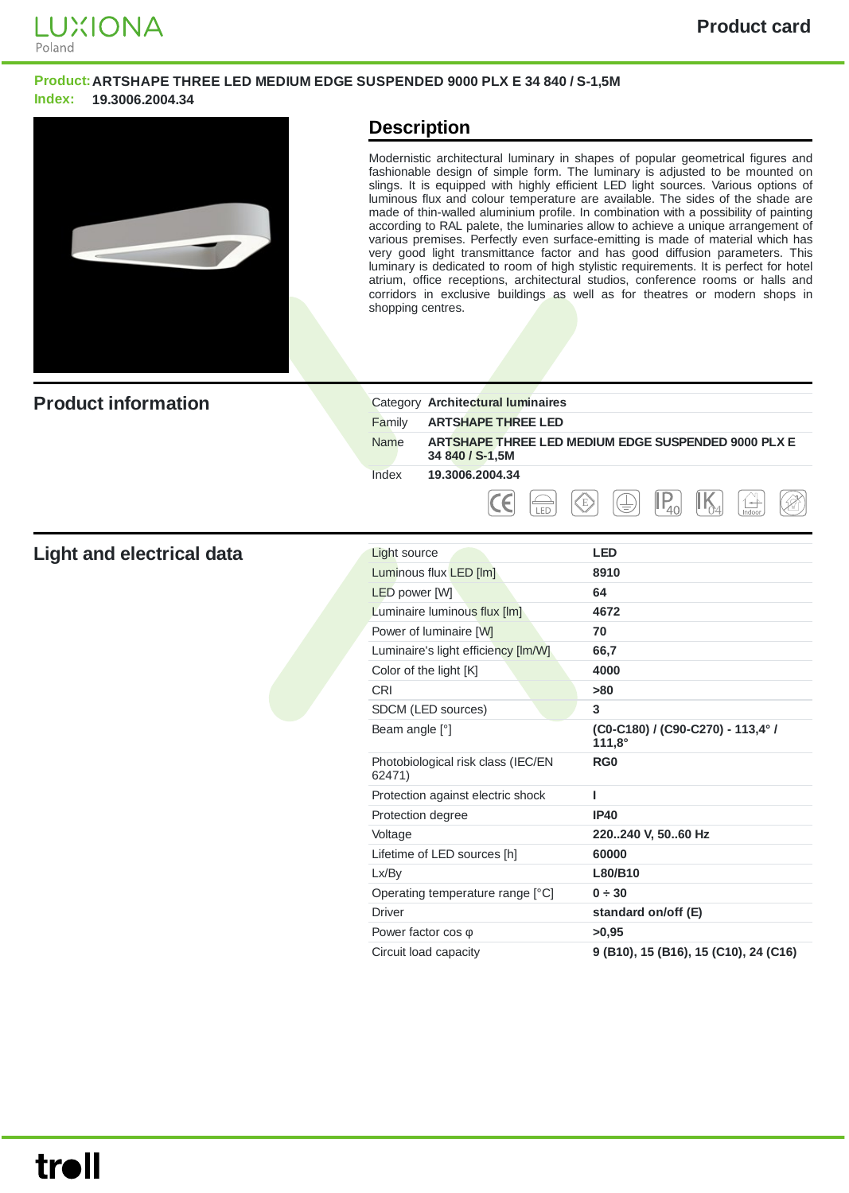**Product:** ARTSHAPE THREE LED MEDIUM EDGE SUSPENDED 9000 PLX E 34 840 / S-1,5M
**Index:** 19.3006.2004.34

## Description

Modernistic architectural luminary in shapes of popular geometrical figures and fashionable design of simple form. The luminary is adjusted to be mounted on slings. It is equipped with highly efficient LED light sources. Various options of luminous flux and colour temperature are available. The sides of the shade are made of thin-walled aluminium profile. In combination with a possibility of painting according to RAL palete, the luminaries allow to achieve a unique arrangement of various premises. Perfectly even surface-emitting is made of material which has very good light transmittance factor and has good diffusion parameters. This luminary is dedicated to room of high stylistic requirements. It is perfect for hotel atrium, office receptions, architectural studios, conference rooms or halls and corridors in exclusive buildings as well as for theatres or modern shops in shopping centres.

## Product information

| | |
|---|---|
| Category | **Architectural luminaires** |
| Family | **ARTSHAPE THREE LED** |
| Name | **ARTSHAPE THREE LED MEDIUM EDGE SUSPENDED 9000 PLX E 34 840 / S-1,5M** |
| Index | **19.3006.2004.34** |

## Light and electrical data

| | |
|---|---|
| Light source | **LED** |
| Luminous flux LED [lm] | **8910** |
| LED power [W] | **64** |
| Luminaire luminous flux [lm] | **4672** |
| Power of luminaire [W] | **70** |
| Luminaire's light efficiency [lm/W] | **66,7** |
| Color of the light [K] | **4000** |
| CRI | **>80** |
| SDCM (LED sources) | **3** |
| Beam angle [°] | **(C0-C180) / (C90-C270) - 113,4° / 111,8°** |
| Photobiological risk class (IEC/EN 62471) | **RG0** |
| Protection against electric shock | **I** |
| Protection degree | **IP40** |
| Voltage | **220..240 V, 50..60 Hz** |
| Lifetime of LED sources [h] | **60000** |
| Lx/By | **L80/B10** |
| Operating temperature range [°C] | **0 ÷ 30** |
| Driver | **standard on/off (E)** |
| Power factor cos φ | **>0,95** |
| Circuit load capacity | **9 (B10), 15 (B16), 15 (C10), 24 (C16)** |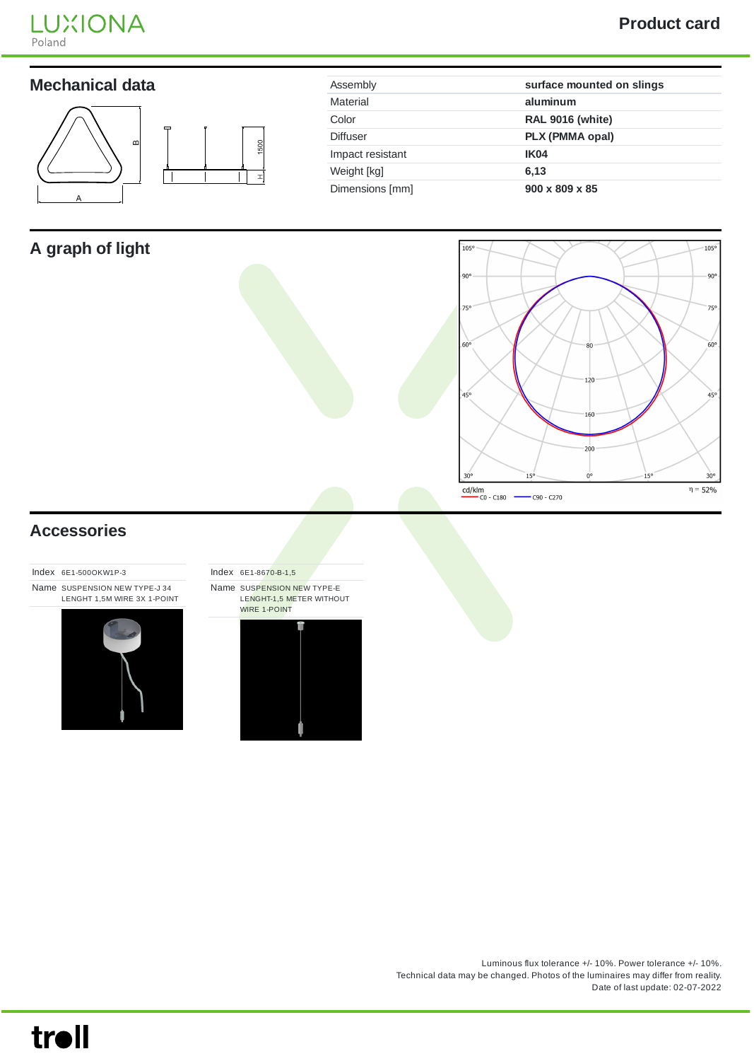LUXIONA Poland

**Product card**

## Mechanical data

A B 1500 H

| | |
|---|---|
| Assembly | **surface mounted on slings** |
| Material | **aluminum** |
| Color | **RAL 9016 (white)** |
| Diffuser | **PLX (PMMA opal)** |
| Impact resistant | **IK04** |
| Weight [kg] | **6,13** |
| Dimensions [mm] | **900 x 809 x 85** |

## A graph of light

105° 105°
90° 90°
75° 75°
60° 80 60°
120
45° 45°
160
200
30° 15° 0° 15° 30°
cd/klm
η = 52%
C0 - C180
C90 - C270

## Accessories

| | |
|---|---|
| Index | 6E1-500OKW1P-3 |
| Name | SUSPENSION NEW TYPE-J 34 LENGHT 1,5M WIRE 3X 1-POINT |

| | |
|---|---|
| Index | 6E1-8670-B-1,5 |
| Name | SUSPENSION NEW TYPE-E LENGHT-1,5 METER WITHOUT WIRE 1-POINT |

Luminous flux tolerance +/- 10%. Power tolerance +/- 10%.
Technical data may be changed. Photos of the luminaires may differ from reality.
Date of last update: 02-07-2022

troll